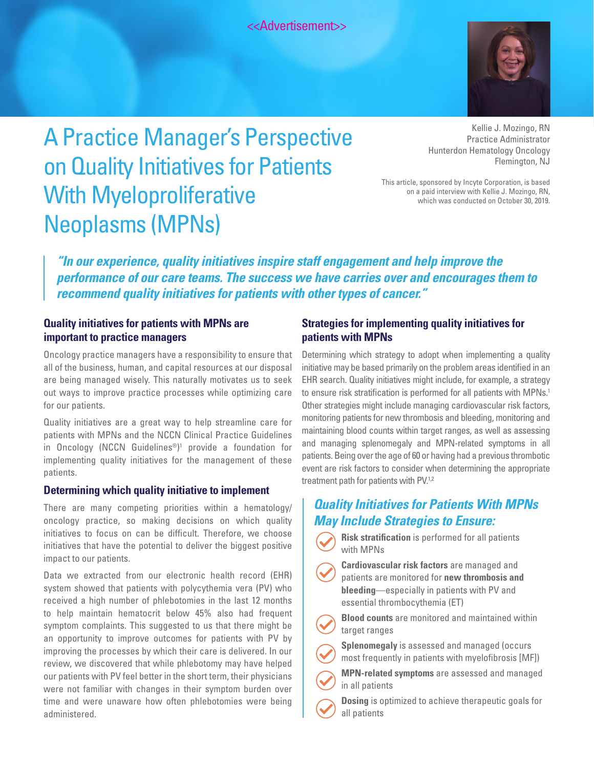<<Advertisement>>

# A Practice Manager's Perspective on Quality Initiatives for Patients With Myeloproliferative Neoplasms (MPNs)

Kellie J. Mozingo, RN
Practice Administrator
Hunterdon Hematology Oncology
Flemington, NJ

This article, sponsored by Incyte Corporation, is based on a paid interview with Kellie J. Mozingo, RN, which was conducted on October 30, 2019.

> ***"In our experience, quality initiatives inspire staff engagement and help improve the performance of our care teams. The success we have carries over and encourages them to recommend quality initiatives for patients with other types of cancer."***

### Quality initiatives for patients with MPNs are important to practice managers

Oncology practice managers have a responsibility to ensure that all of the business, human, and capital resources at our disposal are being managed wisely. This naturally motivates us to seek out ways to improve practice processes while optimizing care for our patients.

Quality initiatives are a great way to help streamline care for patients with MPNs and the NCCN Clinical Practice Guidelines in Oncology (NCCN Guidelines®)[1] provide a foundation for implementing quality initiatives for the management of these patients.

### Determining which quality initiative to implement

There are many competing priorities within a hematology/oncology practice, so making decisions on which quality initiatives to focus on can be difficult. Therefore, we choose initiatives that have the potential to deliver the biggest positive impact to our patients.

Data we extracted from our electronic health record (EHR) system showed that patients with polycythemia vera (PV) who received a high number of phlebotomies in the last 12 months to help maintain hematocrit below 45% also had frequent symptom complaints. This suggested to us that there might be an opportunity to improve outcomes for patients with PV by improving the processes by which their care is delivered. In our review, we discovered that while phlebotomy may have helped our patients with PV feel better in the short term, their physicians were not familiar with changes in their symptom burden over time and were unaware how often phlebotomies were being administered.

### Strategies for implementing quality initiatives for patients with MPNs

Determining which strategy to adopt when implementing a quality initiative may be based primarily on the problem areas identified in an EHR search. Quality initiatives might include, for example, a strategy to ensure risk stratification is performed for all patients with MPNs.[1] Other strategies might include managing cardiovascular risk factors, monitoring patients for new thrombosis and bleeding, monitoring and maintaining blood counts within target ranges, as well as assessing and managing splenomegaly and MPN-related symptoms in all patients. Being over the age of 60 or having had a previous thrombotic event are risk factors to consider when determining the appropriate treatment path for patients with PV.[1,2]

### *Quality Initiatives for Patients With MPNs May Include Strategies to Ensure:*

- **Risk stratification** is performed for all patients with MPNs
- **Cardiovascular risk factors** are managed and patients are monitored for **new thrombosis and bleeding**—especially in patients with PV and essential thrombocythemia (ET)
- **Blood counts** are monitored and maintained within target ranges
- **Splenomegaly** is assessed and managed (occurs most frequently in patients with myelofibrosis [MF])
- **MPN-related symptoms** are assessed and managed in all patients
- **Dosing** is optimized to achieve therapeutic goals for all patients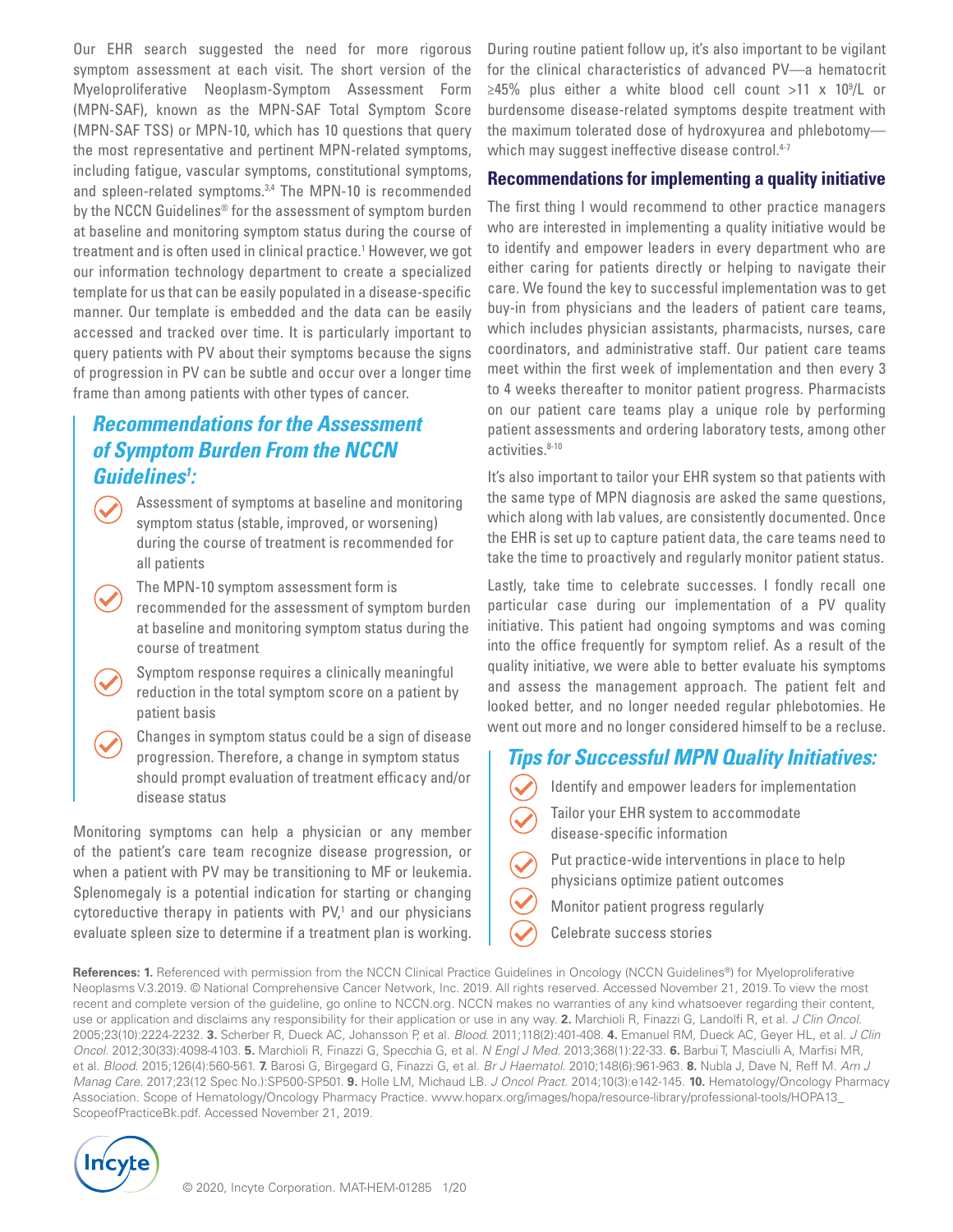Our EHR search suggested the need for more rigorous symptom assessment at each visit. The short version of the Myeloproliferative Neoplasm-Symptom Assessment Form (MPN-SAF), known as the MPN-SAF Total Symptom Score (MPN-SAF TSS) or MPN-10, which has 10 questions that query the most representative and pertinent MPN-related symptoms, including fatigue, vascular symptoms, constitutional symptoms, and spleen-related symptoms.[3,4] The MPN-10 is recommended by the NCCN Guidelines® for the assessment of symptom burden at baseline and monitoring symptom status during the course of treatment and is often used in clinical practice.[1] However, we got our information technology department to create a specialized template for us that can be easily populated in a disease-specific manner. Our template is embedded and the data can be easily accessed and tracked over time. It is particularly important to query patients with PV about their symptoms because the signs of progression in PV can be subtle and occur over a longer time frame than among patients with other types of cancer.

## *Recommendations for the Assessment of Symptom Burden From the NCCN Guidelines[1]:*

- Assessment of symptoms at baseline and monitoring symptom status (stable, improved, or worsening) during the course of treatment is recommended for all patients
- The MPN-10 symptom assessment form is recommended for the assessment of symptom burden at baseline and monitoring symptom status during the course of treatment
- Symptom response requires a clinically meaningful reduction in the total symptom score on a patient by patient basis
- Changes in symptom status could be a sign of disease progression. Therefore, a change in symptom status should prompt evaluation of treatment efficacy and/or disease status

Monitoring symptoms can help a physician or any member of the patient's care team recognize disease progression, or when a patient with PV may be transitioning to MF or leukemia. Splenomegaly is a potential indication for starting or changing cytoreductive therapy in patients with PV,[1] and our physicians evaluate spleen size to determine if a treatment plan is working.

During routine patient follow up, it's also important to be vigilant for the clinical characteristics of advanced PV—a hematocrit ≥45% plus either a white blood cell count >11 x $10^9$/L or burdensome disease-related symptoms despite treatment with the maximum tolerated dose of hydroxyurea and phlebotomy—which may suggest ineffective disease control.[4-7]

## Recommendations for implementing a quality initiative

The first thing I would recommend to other practice managers who are interested in implementing a quality initiative would be to identify and empower leaders in every department who are either caring for patients directly or helping to navigate their care. We found the key to successful implementation was to get buy-in from physicians and the leaders of patient care teams, which includes physician assistants, pharmacists, nurses, care coordinators, and administrative staff. Our patient care teams meet within the first week of implementation and then every 3 to 4 weeks thereafter to monitor patient progress. Pharmacists on our patient care teams play a unique role by performing patient assessments and ordering laboratory tests, among other activities.[8-10]

It's also important to tailor your EHR system so that patients with the same type of MPN diagnosis are asked the same questions, which along with lab values, are consistently documented. Once the EHR is set up to capture patient data, the care teams need to take the time to proactively and regularly monitor patient status.

Lastly, take time to celebrate successes. I fondly recall one particular case during our implementation of a PV quality initiative. This patient had ongoing symptoms and was coming into the office frequently for symptom relief. As a result of the quality initiative, we were able to better evaluate his symptoms and assess the management approach. The patient felt and looked better, and no longer needed regular phlebotomies. He went out more and no longer considered himself to be a recluse.

## *Tips for Successful MPN Quality Initiatives:*

- Identify and empower leaders for implementation
- Tailor your EHR system to accommodate disease-specific information
- Put practice-wide interventions in place to help physicians optimize patient outcomes
- Monitor patient progress regularly
- Celebrate success stories

**References: 1.** Referenced with permission from the NCCN Clinical Practice Guidelines in Oncology (NCCN Guidelines®) for Myeloproliferative Neoplasms V.3.2019. © National Comprehensive Cancer Network, Inc. 2019. All rights reserved. Accessed November 21, 2019. To view the most recent and complete version of the guideline, go online to NCCN.org. NCCN makes no warranties of any kind whatsoever regarding their content, use or application and disclaims any responsibility for their application or use in any way. **2.** Marchioli R, Finazzi G, Landolfi R, et al. *J Clin Oncol.* 2005;23(10):2224-2232. **3.** Scherber R, Dueck AC, Johansson P, et al. *Blood.* 2011;118(2):401-408. **4.** Emanuel RM, Dueck AC, Geyer HL, et al. *J Clin Oncol.* 2012;30(33):4098-4103. **5.** Marchioli R, Finazzi G, Specchia G, et al. *N Engl J Med.* 2013;368(1):22-33. **6.** Barbui T, Masciulli A, Marfisi MR, et al. *Blood.* 2015;126(4):560-561. **7.** Barosi G, Birgegard G, Finazzi G, et al. *Br J Haematol.* 2010;148(6):961-963. **8.** Nubla J, Dave N, Reff M. *Am J Manag Care.* 2017;23(12 Spec No.):SP500-SP501. **9.** Holle LM, Michaud LB. *J Oncol Pract.* 2014;10(3):e142-145. **10.** Hematology/Oncology Pharmacy Association. Scope of Hematology/Oncology Pharmacy Practice. www.hoparx.org/images/hopa/resource-library/professional-tools/HOPA13_ScopeofPracticeBk.pdf. Accessed November 21, 2019.

Incyte

© 2020, Incyte Corporation. MAT-HEM-01285 1/20